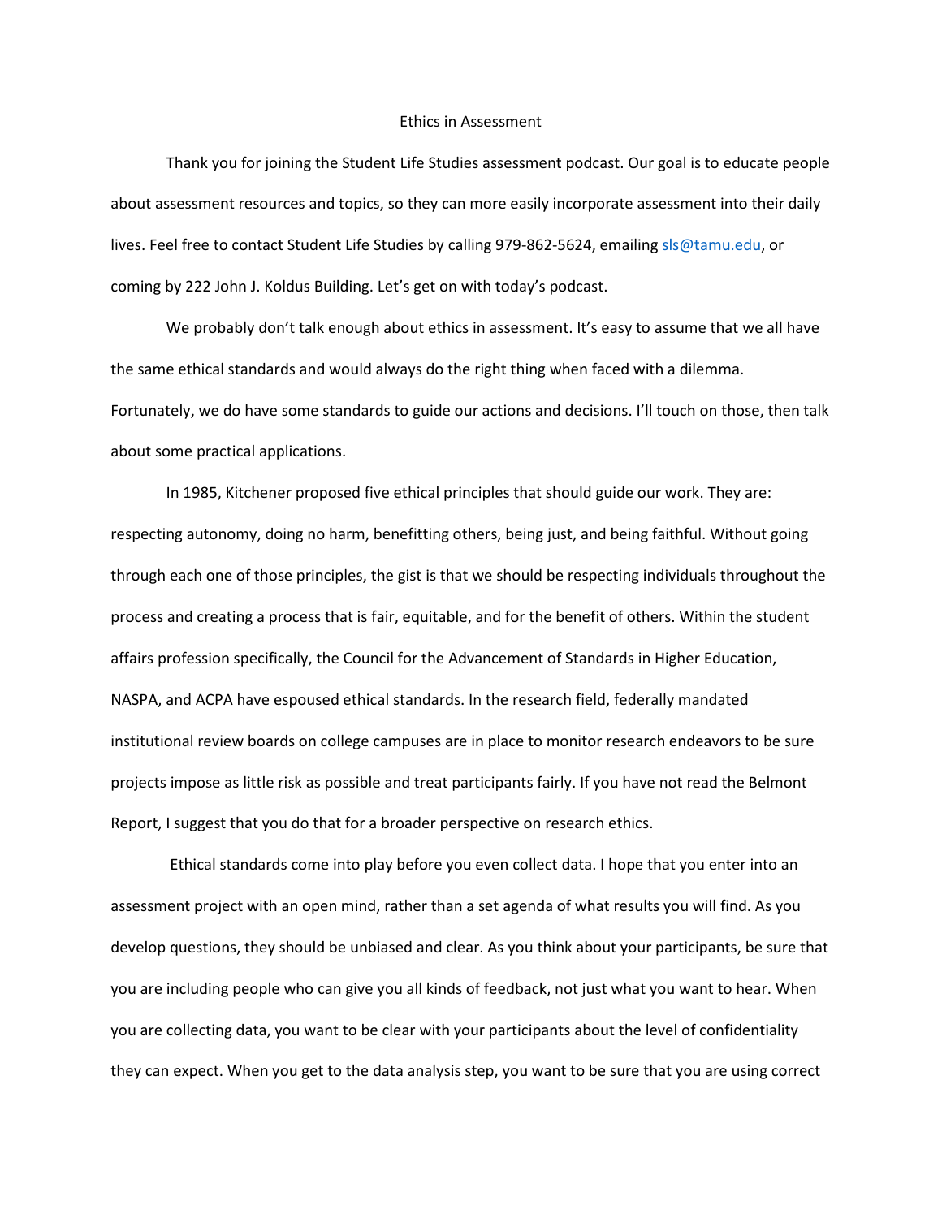# Ethics in Assessment

Thank you for joining the Student Life Studies assessment podcast. Our goal is to educate people about assessment resources and topics, so they can more easily incorporate assessment into their daily lives. Feel free to contact Student Life Studies by calling 979-862-5624, emailing sls@tamu.edu, or coming by 222 John J. Koldus Building. Let's get on with today's podcast.

We probably don't talk enough about ethics in assessment. It's easy to assume that we all have the same ethical standards and would always do the right thing when faced with a dilemma. Fortunately, we do have some standards to guide our actions and decisions. I'll touch on those, then talk about some practical applications.

In 1985, Kitchener proposed five ethical principles that should guide our work. They are: respecting autonomy, doing no harm, benefitting others, being just, and being faithful. Without going through each one of those principles, the gist is that we should be respecting individuals throughout the process and creating a process that is fair, equitable, and for the benefit of others. Within the student affairs profession specifically, the Council for the Advancement of Standards in Higher Education, NASPA, and ACPA have espoused ethical standards. In the research field, federally mandated institutional review boards on college campuses are in place to monitor research endeavors to be sure projects impose as little risk as possible and treat participants fairly. If you have not read the Belmont Report, I suggest that you do that for a broader perspective on research ethics.

Ethical standards come into play before you even collect data. I hope that you enter into an assessment project with an open mind, rather than a set agenda of what results you will find. As you develop questions, they should be unbiased and clear. As you think about your participants, be sure that you are including people who can give you all kinds of feedback, not just what you want to hear. When you are collecting data, you want to be clear with your participants about the level of confidentiality they can expect. When you get to the data analysis step, you want to be sure that you are using correct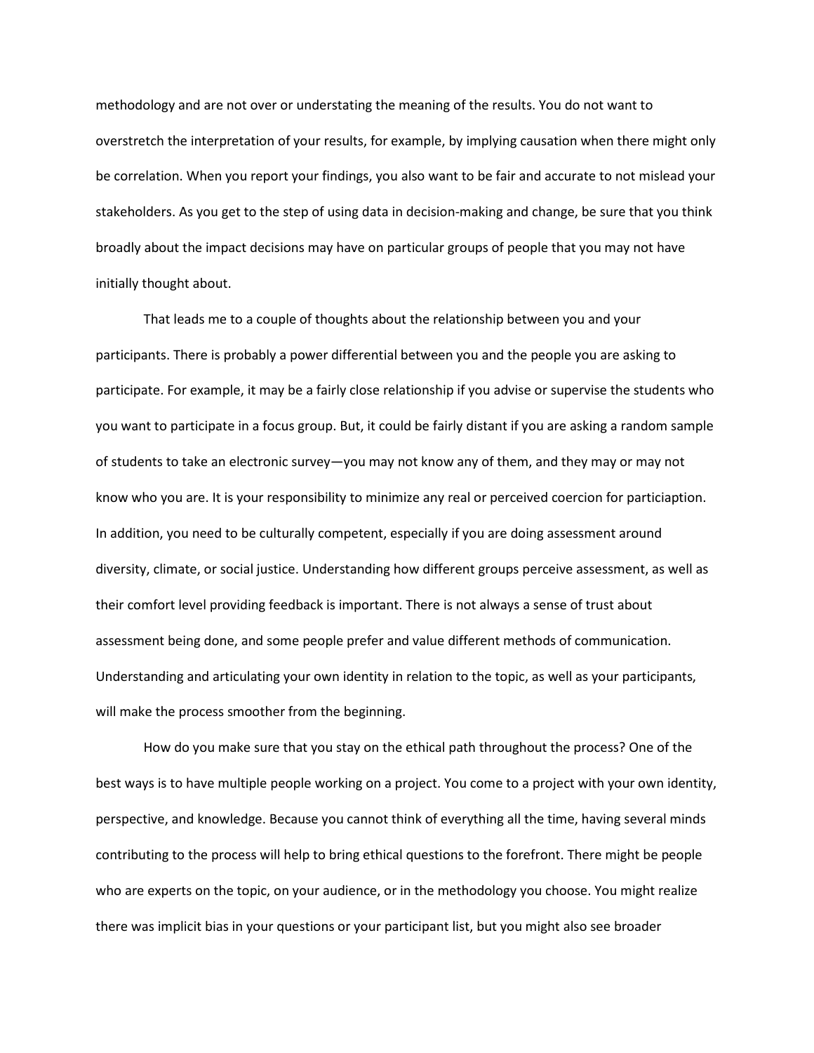methodology and are not over or understating the meaning of the results. You do not want to overstretch the interpretation of your results, for example, by implying causation when there might only be correlation. When you report your findings, you also want to be fair and accurate to not mislead your stakeholders. As you get to the step of using data in decision-making and change, be sure that you think broadly about the impact decisions may have on particular groups of people that you may not have initially thought about.

That leads me to a couple of thoughts about the relationship between you and your participants. There is probably a power differential between you and the people you are asking to participate. For example, it may be a fairly close relationship if you advise or supervise the students who you want to participate in a focus group. But, it could be fairly distant if you are asking a random sample of students to take an electronic survey—you may not know any of them, and they may or may not know who you are. It is your responsibility to minimize any real or perceived coercion for particiaption. In addition, you need to be culturally competent, especially if you are doing assessment around diversity, climate, or social justice. Understanding how different groups perceive assessment, as well as their comfort level providing feedback is important. There is not always a sense of trust about assessment being done, and some people prefer and value different methods of communication. Understanding and articulating your own identity in relation to the topic, as well as your participants, will make the process smoother from the beginning.

How do you make sure that you stay on the ethical path throughout the process? One of the best ways is to have multiple people working on a project. You come to a project with your own identity, perspective, and knowledge. Because you cannot think of everything all the time, having several minds contributing to the process will help to bring ethical questions to the forefront. There might be people who are experts on the topic, on your audience, or in the methodology you choose. You might realize there was implicit bias in your questions or your participant list, but you might also see broader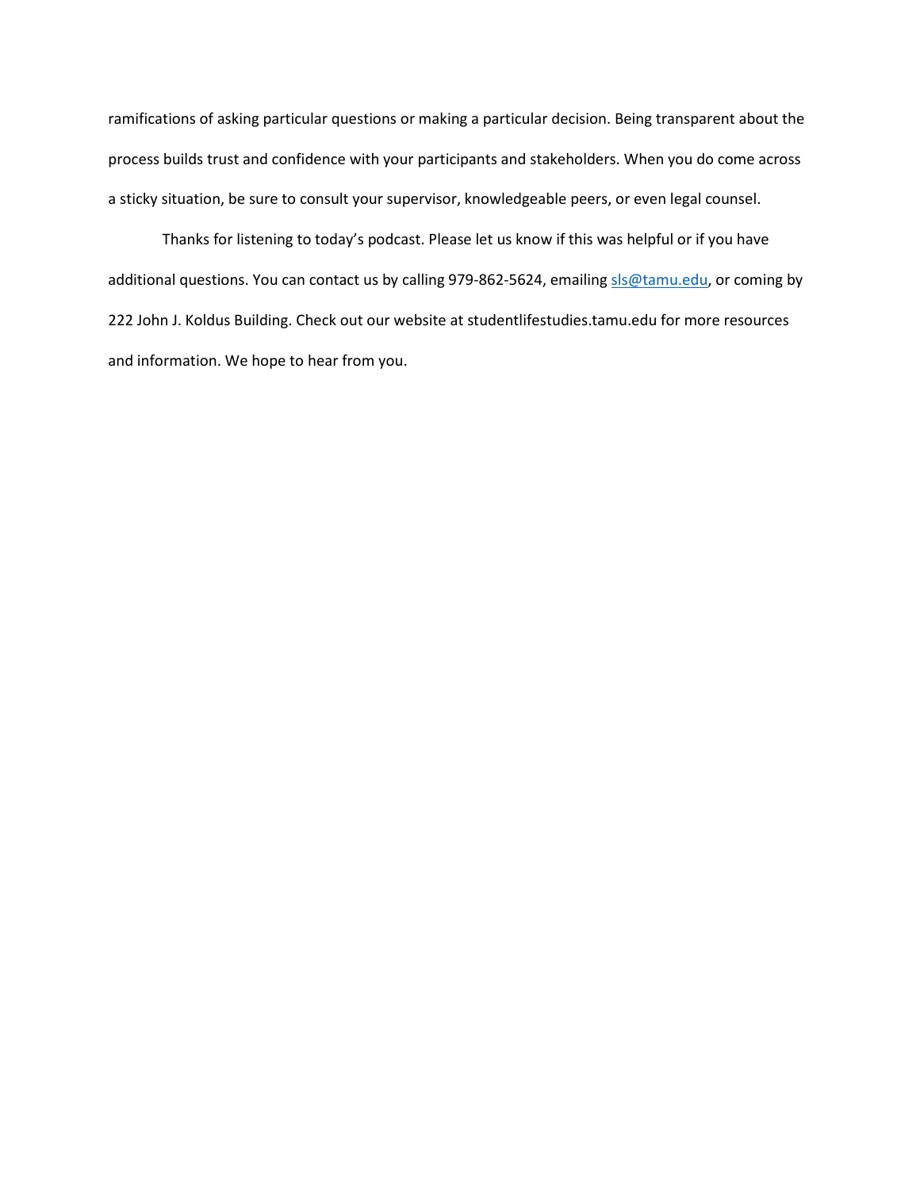ramifications of asking particular questions or making a particular decision. Being transparent about the process builds trust and confidence with your participants and stakeholders. When you do come across a sticky situation, be sure to consult your supervisor, knowledgeable peers, or even legal counsel.

Thanks for listening to today's podcast. Please let us know if this was helpful or if you have additional questions. You can contact us by calling 979-862-5624, emailing sls@tamu.edu, or coming by 222 John J. Koldus Building. Check out our website at studentlifestudies.tamu.edu for more resources and information. We hope to hear from you.